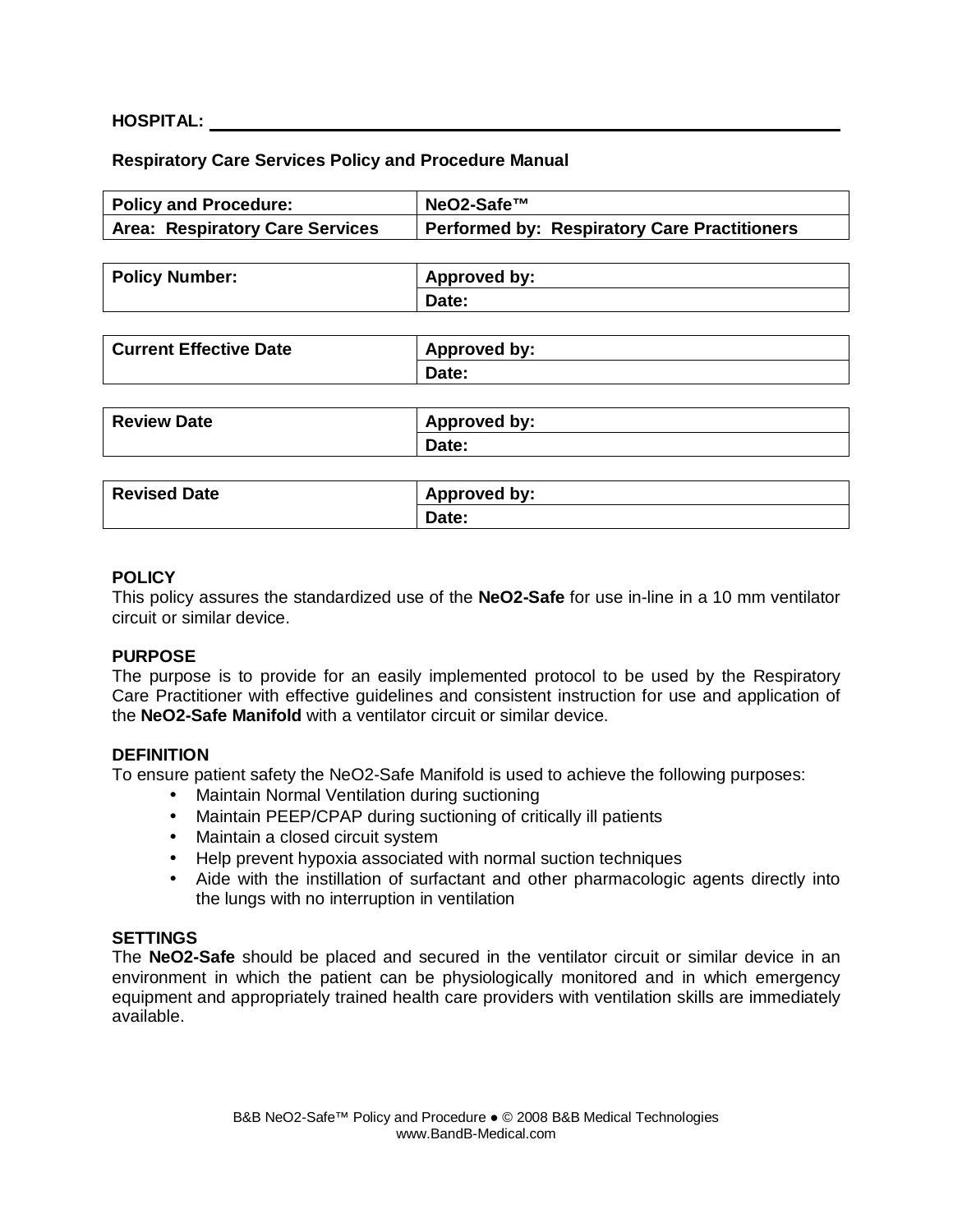**HOSPITAL:** ______________________________________________

**Respiratory Care Services Policy and Procedure Manual**

| **Policy and Procedure:** | **NeO2-Safe™** |
|---|---|
| **Area: Respiratory Care Services** | **Performed by: Respiratory Care Practitioners** |

| **Policy Number:** | **Approved by:** |
|---|---|
| | **Date:** |

| **Current Effective Date** | **Approved by:** |
|---|---|
| | **Date:** |

| **Review Date** | **Approved by:** |
|---|---|
| | **Date:** |

| **Revised Date** | **Approved by:** |
|---|---|
| | **Date:** |

**POLICY**

This policy assures the standardized use of the **NeO2-Safe** for use in-line in a 10 mm ventilator circuit or similar device.

**PURPOSE**

The purpose is to provide for an easily implemented protocol to be used by the Respiratory Care Practitioner with effective guidelines and consistent instruction for use and application of the **NeO2-Safe Manifold** with a ventilator circuit or similar device.

**DEFINITION**

To ensure patient safety the NeO2-Safe Manifold is used to achieve the following purposes:

- Maintain Normal Ventilation during suctioning
- Maintain PEEP/CPAP during suctioning of critically ill patients
- Maintain a closed circuit system
- Help prevent hypoxia associated with normal suction techniques
- Aide with the instillation of surfactant and other pharmacologic agents directly into the lungs with no interruption in ventilation

**SETTINGS**

The **NeO2-Safe** should be placed and secured in the ventilator circuit or similar device in an environment in which the patient can be physiologically monitored and in which emergency equipment and appropriately trained health care providers with ventilation skills are immediately available.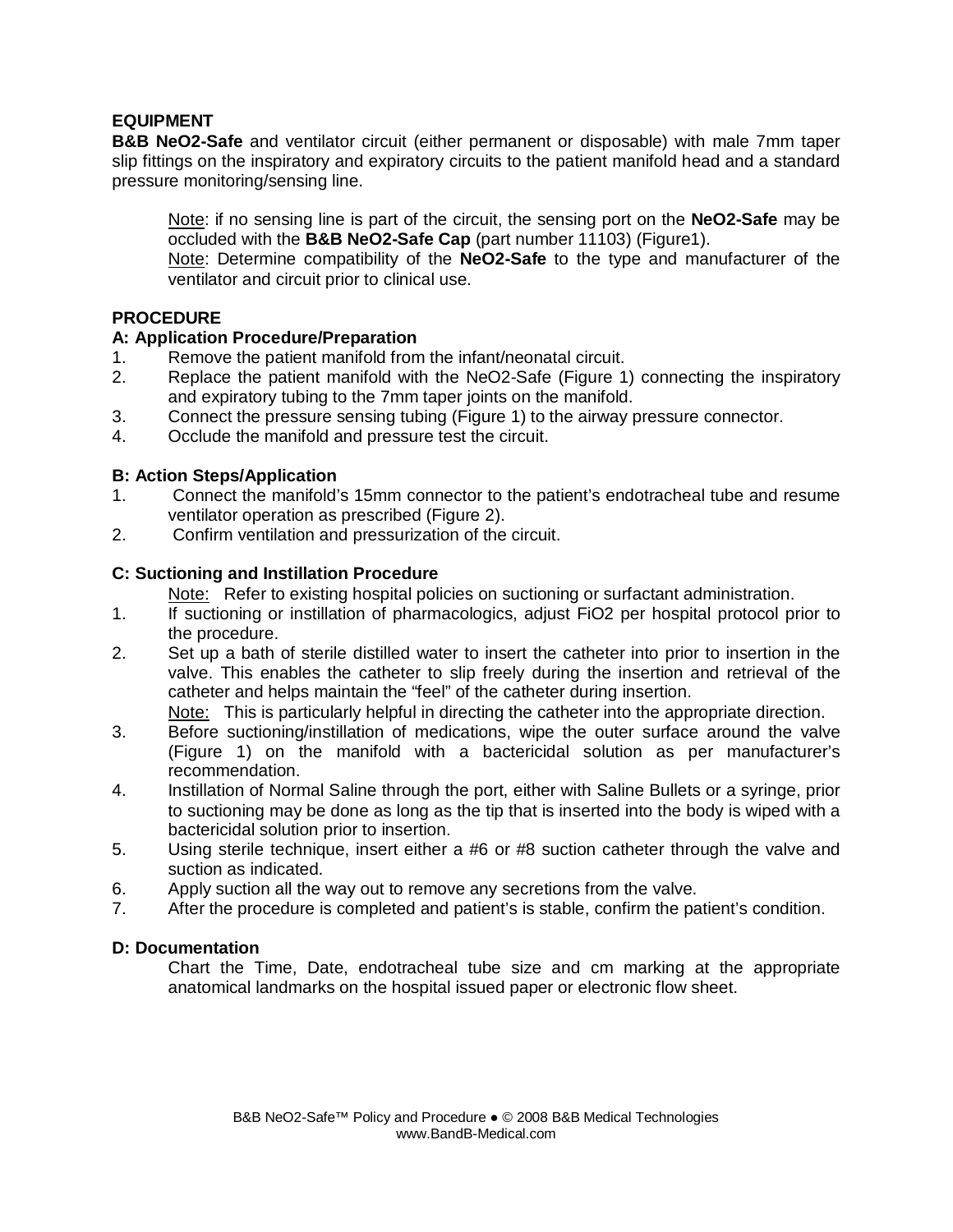## EQUIPMENT

**B&B NeO2-Safe** and ventilator circuit (either permanent or disposable) with male 7mm taper slip fittings on the inspiratory and expiratory circuits to the patient manifold head and a standard pressure monitoring/sensing line.

> Note: if no sensing line is part of the circuit, the sensing port on the **NeO2-Safe** may be occluded with the **B&B NeO2-Safe Cap** (part number 11103) (Figure1).
>
> Note: Determine compatibility of the **NeO2-Safe** to the type and manufacturer of the ventilator and circuit prior to clinical use.

## PROCEDURE

### A: Application Procedure/Preparation

1. Remove the patient manifold from the infant/neonatal circuit.
2. Replace the patient manifold with the NeO2-Safe (Figure 1) connecting the inspiratory and expiratory tubing to the 7mm taper joints on the manifold.
3. Connect the pressure sensing tubing (Figure 1) to the airway pressure connector.
4. Occlude the manifold and pressure test the circuit.

### B: Action Steps/Application

1. Connect the manifold's 15mm connector to the patient's endotracheal tube and resume ventilator operation as prescribed (Figure 2).
2. Confirm ventilation and pressurization of the circuit.

### C: Suctioning and Instillation Procedure

Note: Refer to existing hospital policies on suctioning or surfactant administration.

1. If suctioning or instillation of pharmacologics, adjust FiO2 per hospital protocol prior to the procedure.
2. Set up a bath of sterile distilled water to insert the catheter into prior to insertion in the valve. This enables the catheter to slip freely during the insertion and retrieval of the catheter and helps maintain the "feel" of the catheter during insertion.
   Note: This is particularly helpful in directing the catheter into the appropriate direction.
3. Before suctioning/instillation of medications, wipe the outer surface around the valve (Figure 1) on the manifold with a bactericidal solution as per manufacturer's recommendation.
4. Instillation of Normal Saline through the port, either with Saline Bullets or a syringe, prior to suctioning may be done as long as the tip that is inserted into the body is wiped with a bactericidal solution prior to insertion.
5. Using sterile technique, insert either a #6 or #8 suction catheter through the valve and suction as indicated.
6. Apply suction all the way out to remove any secretions from the valve.
7. After the procedure is completed and patient's is stable, confirm the patient's condition.

### D: Documentation

Chart the Time, Date, endotracheal tube size and cm marking at the appropriate anatomical landmarks on the hospital issued paper or electronic flow sheet.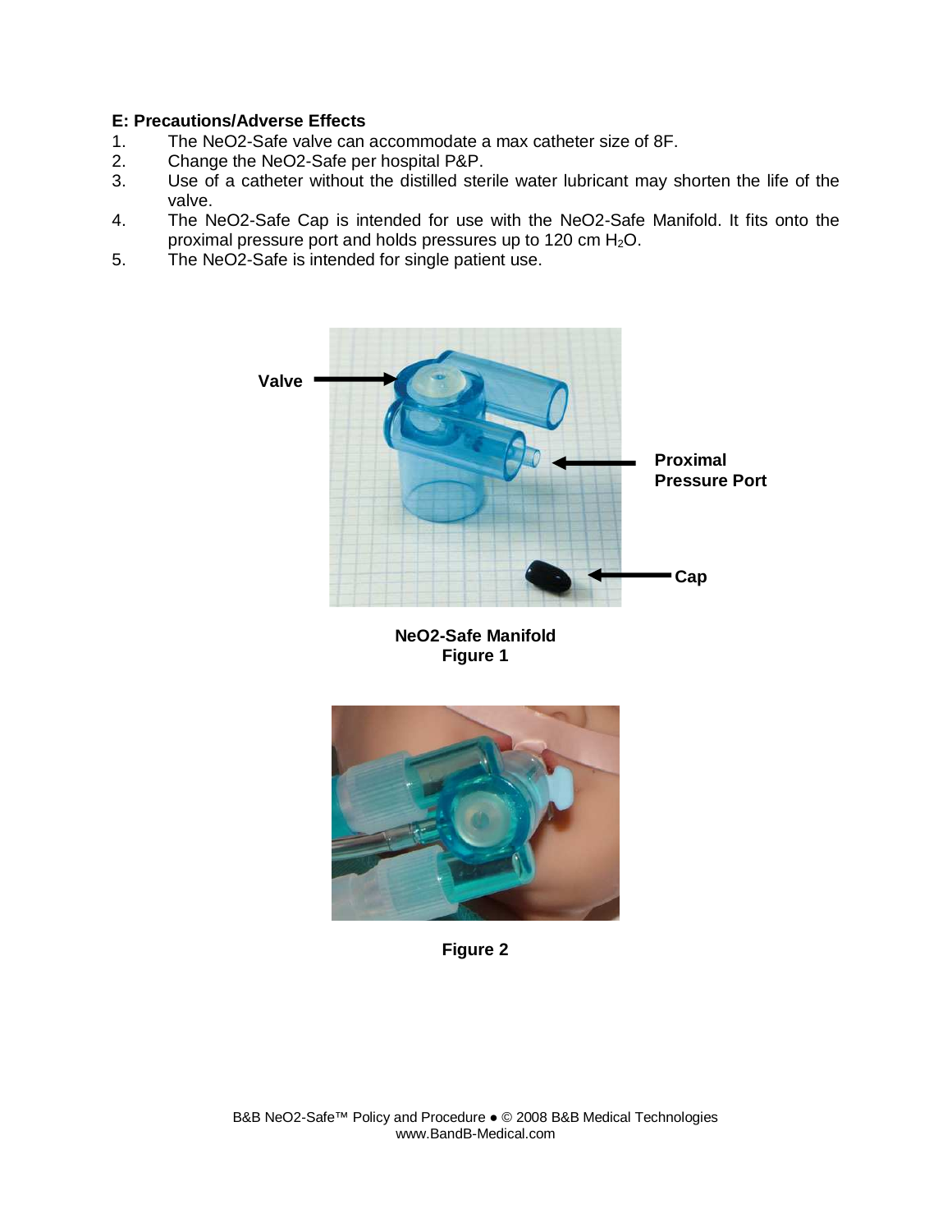**E: Precautions/Adverse Effects**

1. The NeO2-Safe valve can accommodate a max catheter size of 8F.
2. Change the NeO2-Safe per hospital P&P.
3. Use of a catheter without the distilled sterile water lubricant may shorten the life of the valve.
4. The NeO2-Safe Cap is intended for use with the NeO2-Safe Manifold. It fits onto the proximal pressure port and holds pressures up to 120 cm $H_2O$.
5. The NeO2-Safe is intended for single patient use.

Valve

Proximal Pressure Port

Cap

**NeO2-Safe Manifold**
**Figure 1**

**Figure 2**

B&B NeO2-Safe™ Policy and Procedure ● © 2008 B&B Medical Technologies
www.BandB-Medical.com